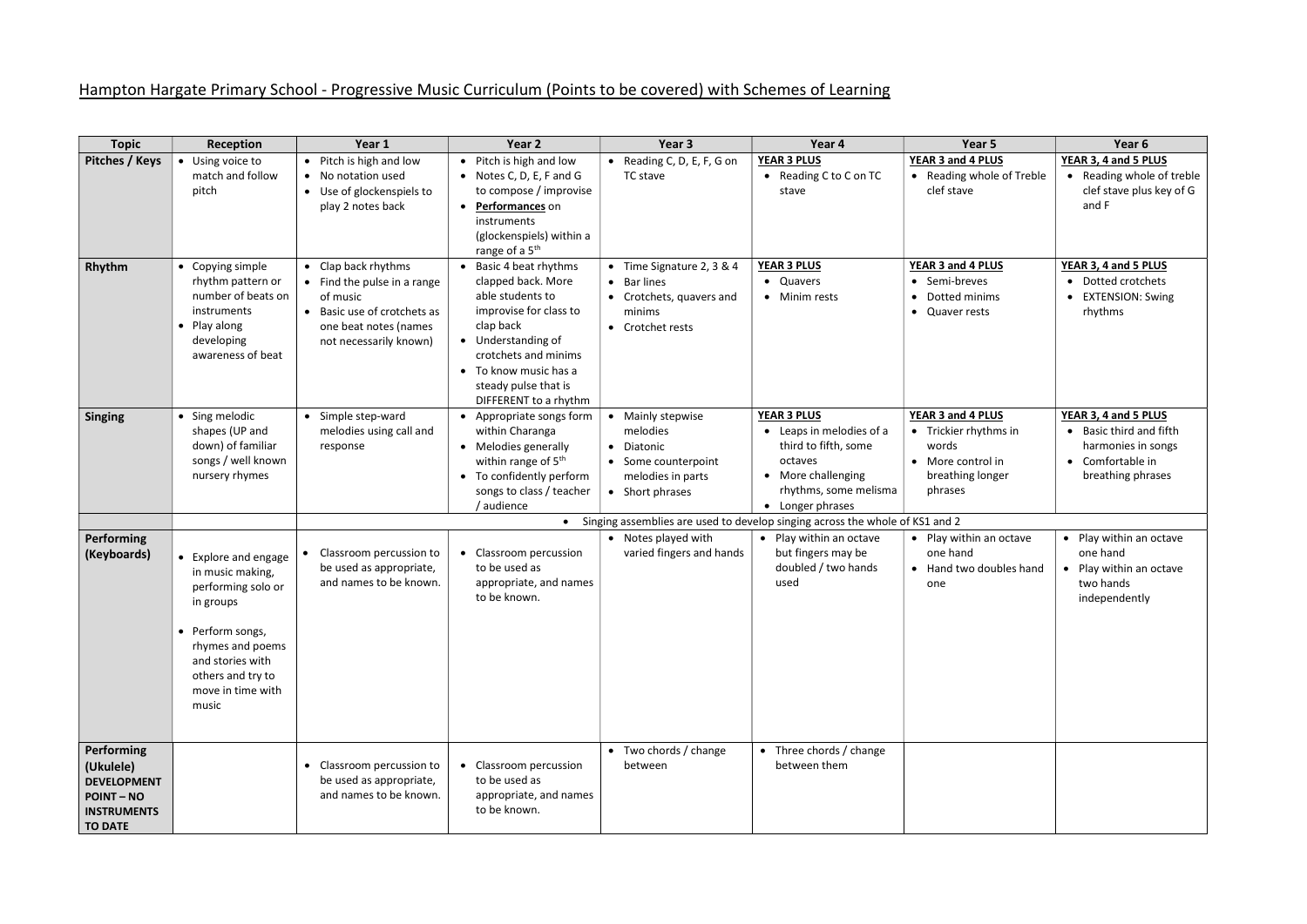# Hampton Hargate Primary School - Progressive Music Curriculum (Points to be covered) with Schemes of Learning

| Topic | Reception | Year 1 | Year 2 | Year 3 | Year 4 | Year 5 | Year 6 |
|---|---|---|---|---|---|---|---|
| **Pitches / Keys** | • Using voice to match and follow pitch | • Pitch is high and low<br>• No notation used<br>• Use of glockenspiels to play 2 notes back | • Pitch is high and low<br>• Notes C, D, E, F and G to compose / improvise<br>• **Performances** on instruments (glockenspiels) within a range of a 5th | • Reading C, D, E, F, G on TC stave | **YEAR 3 PLUS**<br>• Reading C to C on TC stave | **YEAR 3 and 4 PLUS**<br>• Reading whole of Treble clef stave | **YEAR 3, 4 and 5 PLUS**<br>• Reading whole of treble clef stave plus key of G and F |
| **Rhythm** | • Copying simple rhythm pattern or number of beats on instruments<br>• Play along developing awareness of beat | • Clap back rhythms<br>• Find the pulse in a range of music<br>• Basic use of crotchets as one beat notes (names not necessarily known) | • Basic 4 beat rhythms clapped back. More able students to improvise for class to clap back<br>• Understanding of crotchets and minims<br>• To know music has a steady pulse that is DIFFERENT to a rhythm | • Time Signature 2, 3 & 4<br>• Bar lines<br>• Crotchets, quavers and minims<br>• Crotchet rests | **YEAR 3 PLUS**<br>• Quavers<br>• Minim rests | **YEAR 3 and 4 PLUS**<br>• Semi-breves<br>• Dotted minims<br>• Quaver rests | **YEAR 3, 4 and 5 PLUS**<br>• Dotted crotchets<br>• EXTENSION: Swing rhythms |
| **Singing** | • Sing melodic shapes (UP and down) of familiar songs / well known nursery rhymes | • Simple step-ward melodies using call and response | • Appropriate songs form within Charanga<br>• Melodies generally within range of 5th<br>• To confidently perform songs to class / teacher / audience | • Mainly stepwise melodies<br>• Diatonic<br>• Some counterpoint melodies in parts<br>• Short phrases | **YEAR 3 PLUS**<br>• Leaps in melodies of a third to fifth, some octaves<br>• More challenging rhythms, some melisma<br>• Longer phrases | **YEAR 3 and 4 PLUS**<br>• Trickier rhythms in words<br>• More control in breathing longer phrases | **YEAR 3, 4 and 5 PLUS**<br>• Basic third and fifth harmonies in songs<br>• Comfortable in breathing phrases |
| | | • Singing assemblies are used to develop singing across the whole of KS1 and 2 | | | | | |
| **Performing (Keyboards)** | • Explore and engage in music making, performing solo or in groups<br>• Perform songs, rhymes and poems and stories with others and try to move in time with music | • Classroom percussion to be used as appropriate, and names to be known. | • Classroom percussion to be used as appropriate, and names to be known. | • Notes played with varied fingers and hands | • Play within an octave but fingers may be doubled / two hands used | • Play within an octave one hand<br>• Hand two doubles hand one | • Play within an octave one hand<br>• Play within an octave two hands independently |
| **Performing (Ukulele) DEVELOPMENT POINT – NO INSTRUMENTS TO DATE** | | • Classroom percussion to be used as appropriate, and names to be known. | • Classroom percussion to be used as appropriate, and names to be known. | • Two chords / change between | • Three chords / change between them | | |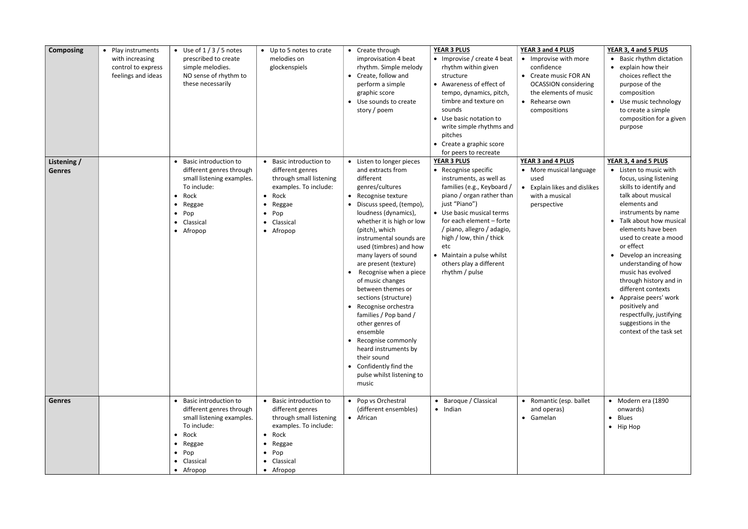| Composing | • Play instruments with increasing control to express feelings and ideas | • Use of 1 / 3 / 5 notes prescribed to create simple melodies. NO sense of rhythm to these necessarily | • Up to 5 notes to crate melodies on glockenspiels | • Create through improvisation 4 beat rhythm. Simple melody<br>• Create, follow and perform a simple graphic score<br>• Use sounds to create story / poem | **YEAR 3 PLUS**<br>• Improvise / create 4 beat rhythm within given structure<br>• Awareness of effect of tempo, dynamics, pitch, timbre and texture on sounds<br>• Use basic notation to write simple rhythms and pitches<br>• Create a graphic score for peers to recreate | **YEAR 3 and 4 PLUS**<br>• Improvise with more confidence<br>• Create music FOR AN OCASSION considering the elements of music<br>• Rehearse own compositions | **YEAR 3, 4 and 5 PLUS**<br>• Basic rhythm dictation<br>• explain how their choices reflect the purpose of the composition<br>• Use music technology to create a simple composition for a given purpose |
|---|---|---|---|---|---|---|---|
| **Listening / Genres** | | • Basic introduction to different genres through small listening examples. To include:<br>• Rock<br>• Reggae<br>• Pop<br>• Classical<br>• Afropop | • Basic introduction to different genres through small listening examples. To include:<br>• Rock<br>• Reggae<br>• Pop<br>• Classical<br>• Afropop | • Listen to longer pieces and extracts from different genres/cultures<br>• Recognise texture<br>• Discuss speed, (tempo), loudness (dynamics), whether it is high or low (pitch), which instrumental sounds are used (timbres) and how many layers of sound are present (texture)<br>• Recognise when a piece of music changes between themes or sections (structure)<br>• Recognise orchestra families / Pop band / other genres of ensemble<br>• Recognise commonly heard instruments by their sound<br>• Confidently find the pulse whilst listening to music | **YEAR 3 PLUS**<br>• Recognise specific instruments, as well as families (e.g., Keyboard / piano / organ rather than just "Piano")<br>• Use basic musical terms for each element – forte / piano, allegro / adagio, high / low, thin / thick etc<br>• Maintain a pulse whilst others play a different rhythm / pulse | **YEAR 3 and 4 PLUS**<br>• More musical language used<br>• Explain likes and dislikes with a musical perspective | **YEAR 3, 4 and 5 PLUS**<br>• Listen to music with focus, using listening skills to identify and talk about musical elements and instruments by name<br>• Talk about how musical elements have been used to create a mood or effect<br>• Develop an increasing understanding of how music has evolved through history and in different contexts<br>• Appraise peers' work positively and respectfully, justifying suggestions in the context of the task set |
| **Genres** | | • Basic introduction to different genres through small listening examples. To include:<br>• Rock<br>• Reggae<br>• Pop<br>• Classical<br>• Afropop | • Basic introduction to different genres through small listening examples. To include:<br>• Rock<br>• Reggae<br>• Pop<br>• Classical<br>• Afropop | • Pop vs Orchestral (different ensembles)<br>• African | • Baroque / Classical<br>• Indian | • Romantic (esp. ballet and operas)<br>• Gamelan | • Modern era (1890 onwards)<br>• Blues<br>• Hip Hop |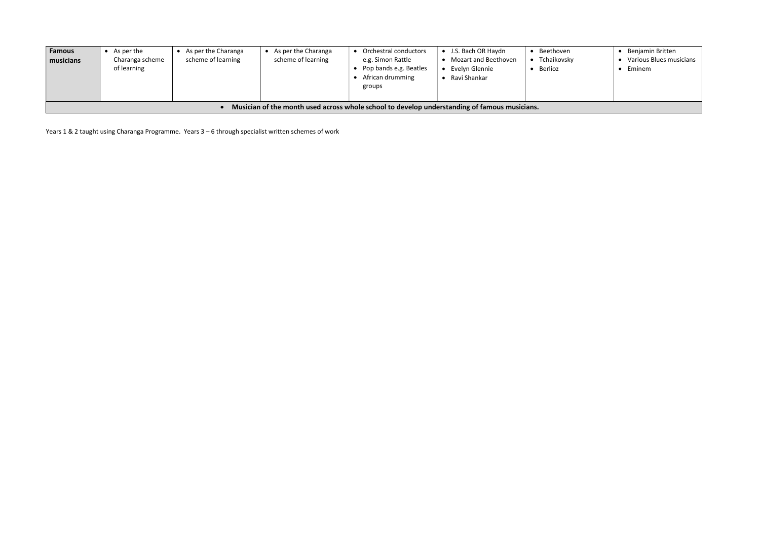| | | | | | | | |
|---|---|---|---|---|---|---|---|
| **Famous musicians** | • As per the Charanga scheme of learning | • As per the Charanga scheme of learning | • As per the Charanga scheme of learning | • Orchestral conductors e.g. Simon Rattle<br>• Pop bands e.g. Beatles<br>• African drumming groups | • J.S. Bach OR Haydn<br>• Mozart and Beethoven<br>• Evelyn Glennie<br>• Ravi Shankar | • Beethoven<br>• Tchaikovsky<br>• Berlioz | • Benjamin Britten<br>• Various Blues musicians<br>• Eminem |
| • **Musician of the month used across whole school to develop understanding of famous musicians.** | | | | | | | |

Years 1 & 2 taught using Charanga Programme. Years 3 – 6 through specialist written schemes of work